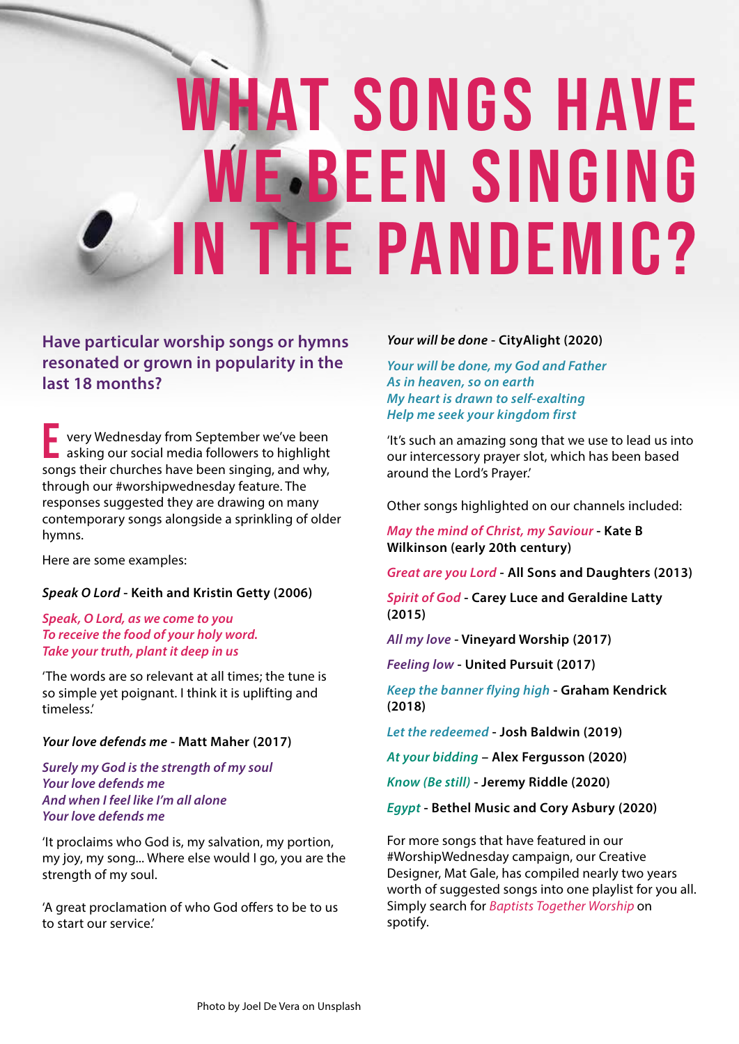# WHAT SONGS HAVE WE BEEN SINGING IN THE PANDEMIC?

## Have particular worship songs or hymns resonated or grown in popularity in the last 18 months?

Every Wednesday from September we've been asking our social media followers to highlight songs their churches have been singing, and why, through our #worshipwednesday feature. The responses suggested they are drawing on many contemporary songs alongside a sprinkling of older hymns.

Here are some examples:

***Speak O Lord*** **- Keith and Kristin Getty (2006)**

*Speak, O Lord, as we come to you*
*To receive the food of your holy word.*
*Take your truth, plant it deep in us*

'The words are so relevant at all times; the tune is so simple yet poignant. I think it is uplifting and timeless.'

***Your love defends me*** **- Matt Maher (2017)**

*Surely my God is the strength of my soul*
*Your love defends me*
*And when I feel like I'm all alone*
*Your love defends me*

'It proclaims who God is, my salvation, my portion, my joy, my song... Where else would I go, you are the strength of my soul.

'A great proclamation of who God offers to be to us to start our service.'

***Your will be done*** **- CityAlight (2020)**

*Your will be done, my God and Father*
*As in heaven, so on earth*
*My heart is drawn to self-exalting*
*Help me seek your kingdom first*

'It's such an amazing song that we use to lead us into our intercessory prayer slot, which has been based around the Lord's Prayer.'

Other songs highlighted on our channels included:

*May the mind of Christ, my Saviour* - **Kate B Wilkinson (early 20th century)**

*Great are you Lord* - **All Sons and Daughters (2013)**

*Spirit of God* - **Carey Luce and Geraldine Latty (2015)**

*All my love* - **Vineyard Worship (2017)**

*Feeling low* - **United Pursuit (2017)**

*Keep the banner flying high* - **Graham Kendrick (2018)**

*Let the redeemed* - **Josh Baldwin (2019)**

*At your bidding* – **Alex Fergusson (2020)**

*Know (Be still)* - **Jeremy Riddle (2020)**

*Egypt* - **Bethel Music and Cory Asbury (2020)**

For more songs that have featured in our #WorshipWednesday campaign, our Creative Designer, Mat Gale, has compiled nearly two years worth of suggested songs into one playlist for you all. Simply search for *Baptists Together Worship* on spotify.

Photo by Joel De Vera on Unsplash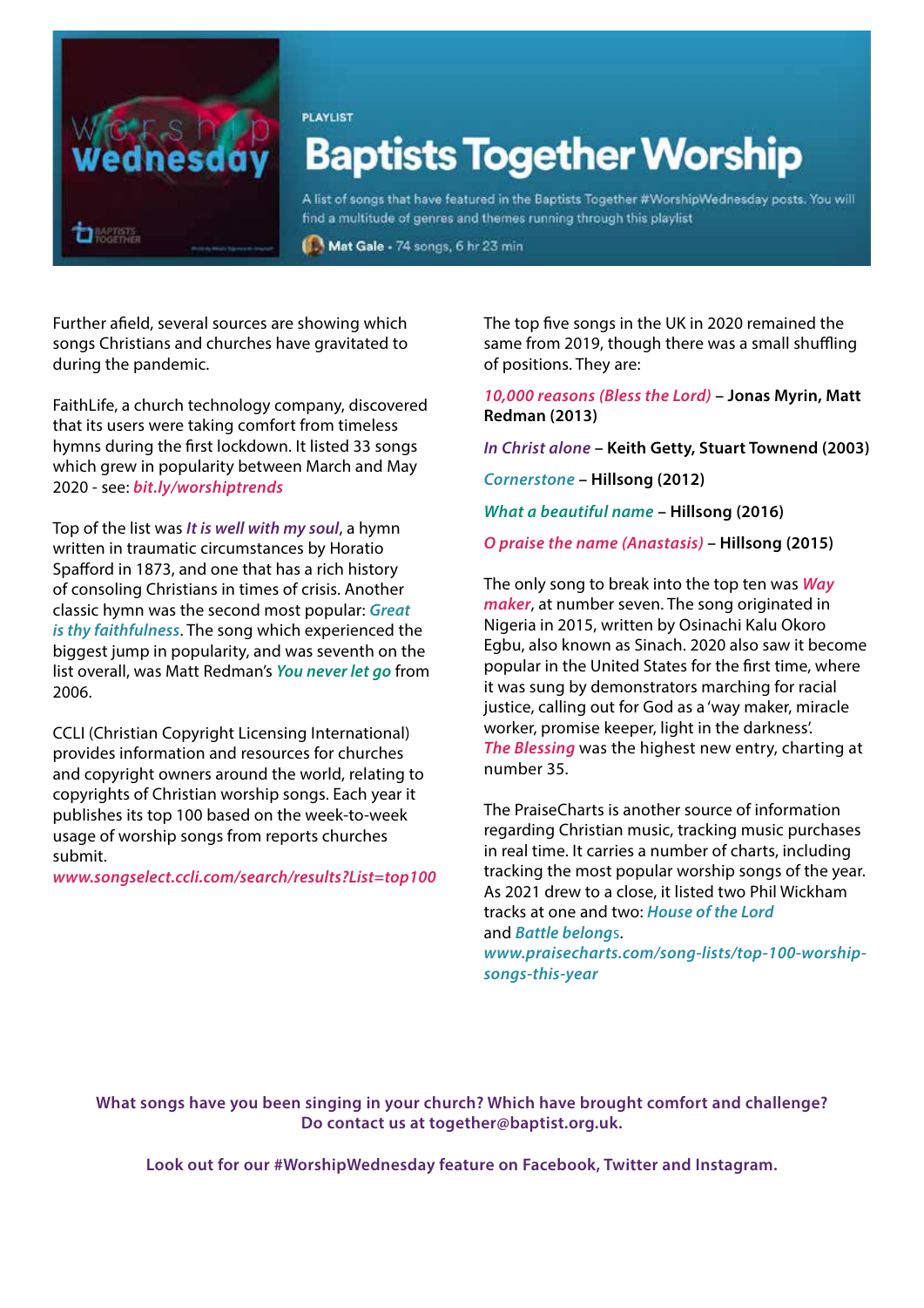PLAYLIST

# Baptists Together Worship

A list of songs that have featured in the Baptists Together #WorshipWednesday posts. You will find a multitude of genres and themes running through this playlist

Mat Gale • 74 songs, 6 hr 23 min

Further afield, several sources are showing which songs Christians and churches have gravitated to during the pandemic.

FaithLife, a church technology company, discovered that its users were taking comfort from timeless hymns during the first lockdown. It listed 33 songs which grew in popularity between March and May 2020 - see: *bit.ly/worshiptrends*

Top of the list was ***It is well with my soul***, a hymn written in traumatic circumstances by Horatio Spafford in 1873, and one that has a rich history of consoling Christians in times of crisis. Another classic hymn was the second most popular: ***Great is thy faithfulness***. The song which experienced the biggest jump in popularity, and was seventh on the list overall, was Matt Redman's ***You never let go*** from 2006.

CCLI (Christian Copyright Licensing International) provides information and resources for churches and copyright owners around the world, relating to copyrights of Christian worship songs. Each year it publishes its top 100 based on the week-to-week usage of worship songs from reports churches submit.
*www.songselect.ccli.com/search/results?List=top100*

The top five songs in the UK in 2020 remained the same from 2019, though there was a small shuffling of positions. They are:

*10,000 reasons (Bless the Lord)* – **Jonas Myrin, Matt Redman (2013)**

*In Christ alone* – **Keith Getty, Stuart Townend (2003)**

*Cornerstone* – **Hillsong (2012)**

*What a beautiful name* – **Hillsong (2016)**

*O praise the name (Anastasis)* – **Hillsong (2015)**

The only song to break into the top ten was ***Way maker***, at number seven. The song originated in Nigeria in 2015, written by Osinachi Kalu Okoro Egbu, also known as Sinach. 2020 also saw it become popular in the United States for the first time, where it was sung by demonstrators marching for racial justice, calling out for God as a 'way maker, miracle worker, promise keeper, light in the darkness'. ***The Blessing*** was the highest new entry, charting at number 35.

The PraiseCharts is another source of information regarding Christian music, tracking music purchases in real time. It carries a number of charts, including tracking the most popular worship songs of the year. As 2021 drew to a close, it listed two Phil Wickham tracks at one and two: ***House of the Lord*** and ***Battle belongs***.
*www.praisecharts.com/song-lists/top-100-worship-songs-this-year*

**What songs have you been singing in your church? Which have brought comfort and challenge? Do contact us at together@baptist.org.uk.**

**Look out for our #WorshipWednesday feature on Facebook, Twitter and Instagram.**